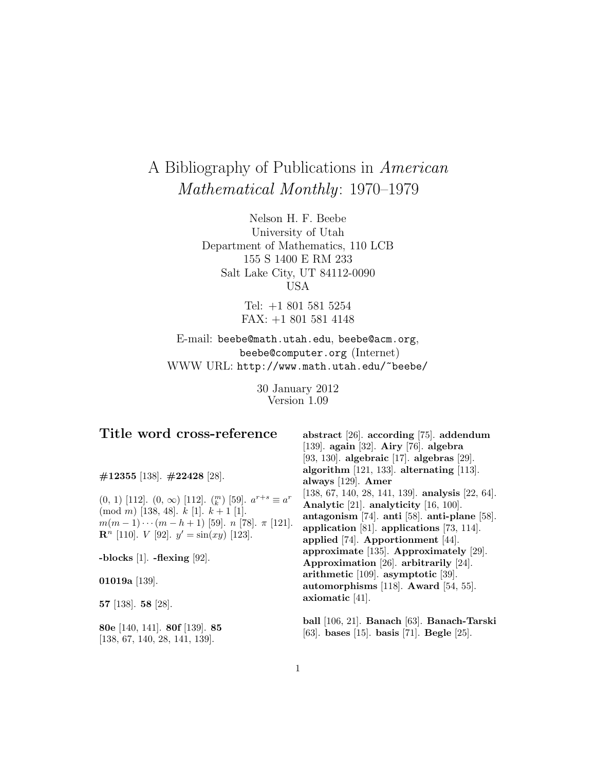# A Bibliography of Publications in *American Mathematical Monthly*: 1970–1979

Nelson H. F. Beebe
University of Utah
Department of Mathematics, 110 LCB
155 S 1400 E RM 233
Salt Lake City, UT 84112-0090
USA

Tel: +1 801 581 5254
FAX: +1 801 581 4148

E-mail: beebe@math.utah.edu, beebe@acm.org, beebe@computer.org (Internet)
WWW URL: http://www.math.utah.edu/~beebe/

30 January 2012
Version 1.09

## Title word cross-reference

**#12355** [138]. **#22428** [28].

(0, 1) [112]. $(0, \infty)$ [112]. $\binom{m}{k}$ [59]. $a^{r+s} \equiv a^r \pmod{m}$ [138, 48]. $k$ [1]. $k+1$ [1]. $m(m-1)\cdots(m-h+1)$ [59]. $n$ [78]. $\pi$ [121]. $\mathbf{R}^n$ [110]. $V$ [92]. $y' = \sin(xy)$ [123].

**-blocks** [1]. **-flexing** [92].

**01019a** [139].

**57** [138]. **58** [28].

**80e** [140, 141]. **80f** [139]. **85** [138, 67, 140, 28, 141, 139].

**abstract** [26]. **according** [75]. **addendum** [139]. **again** [32]. **Airy** [76]. **algebra** [93, 130]. **algebraic** [17]. **algebras** [29]. **algorithm** [121, 133]. **alternating** [113]. **always** [129]. **Amer** [138, 67, 140, 28, 141, 139]. **analysis** [22, 64]. **Analytic** [21]. **analyticity** [16, 100]. **antagonism** [74]. **anti** [58]. **anti-plane** [58]. **application** [81]. **applications** [73, 114]. **applied** [74]. **Apportionment** [44]. **approximate** [135]. **Approximately** [29]. **Approximation** [26]. **arbitrarily** [24]. **arithmetic** [109]. **asymptotic** [39]. **automorphisms** [118]. **Award** [54, 55]. **axiomatic** [41].

**ball** [106, 21]. **Banach** [63]. **Banach-Tarski** [63]. **bases** [15]. **basis** [71]. **Begle** [25].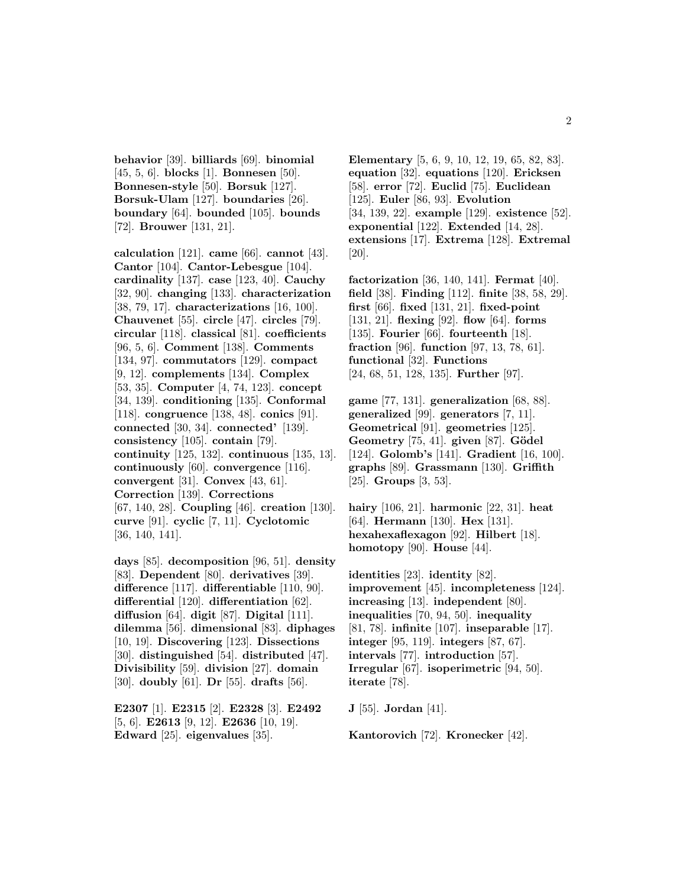**behavior** [39]. **billiards** [69]. **binomial** [45, 5, 6]. **blocks** [1]. **Bonnesen** [50]. **Bonnesen-style** [50]. **Borsuk** [127]. **Borsuk-Ulam** [127]. **boundaries** [26]. **boundary** [64]. **bounded** [105]. **bounds** [72]. **Brouwer** [131, 21].

**calculation** [121]. **came** [66]. **cannot** [43]. **Cantor** [104]. **Cantor-Lebesgue** [104]. **cardinality** [137]. **case** [123, 40]. **Cauchy** [32, 90]. **changing** [133]. **characterization** [38, 79, 17]. **characterizations** [16, 100]. **Chauvenet** [55]. **circle** [47]. **circles** [79]. **circular** [118]. **classical** [81]. **coefficients** [96, 5, 6]. **Comment** [138]. **Comments** [134, 97]. **commutators** [129]. **compact** [9, 12]. **complements** [134]. **Complex** [53, 35]. **Computer** [4, 74, 123]. **concept** [34, 139]. **conditioning** [135]. **Conformal** [118]. **congruence** [138, 48]. **conics** [91]. **connected** [30, 34]. **connected'** [139]. **consistency** [105]. **contain** [79]. **continuity** [125, 132]. **continuous** [135, 13]. **continuously** [60]. **convergence** [116]. **convergent** [31]. **Convex** [43, 61]. **Correction** [139]. **Corrections** [67, 140, 28]. **Coupling** [46]. **creation** [130]. **curve** [91]. **cyclic** [7, 11]. **Cyclotomic** [36, 140, 141].

**days** [85]. **decomposition** [96, 51]. **density** [83]. **Dependent** [80]. **derivatives** [39]. **difference** [117]. **differentiable** [110, 90]. **differential** [120]. **differentiation** [62]. **diffusion** [64]. **digit** [87]. **Digital** [111]. **dilemma** [56]. **dimensional** [83]. **diphages** [10, 19]. **Discovering** [123]. **Dissections** [30]. **distinguished** [54]. **distributed** [47]. **Divisibility** [59]. **division** [27]. **domain** [30]. **doubly** [61]. **Dr** [55]. **drafts** [56].

**E2307** [1]. **E2315** [2]. **E2328** [3]. **E2492** [5, 6]. **E2613** [9, 12]. **E2636** [10, 19]. **Edward** [25]. **eigenvalues** [35].

**Elementary** [5, 6, 9, 10, 12, 19, 65, 82, 83]. **equation** [32]. **equations** [120]. **Ericksen** [58]. **error** [72]. **Euclid** [75]. **Euclidean** [125]. **Euler** [86, 93]. **Evolution** [34, 139, 22]. **example** [129]. **existence** [52]. **exponential** [122]. **Extended** [14, 28]. **extensions** [17]. **Extrema** [128]. **Extremal** [20].

**factorization** [36, 140, 141]. **Fermat** [40]. **field** [38]. **Finding** [112]. **finite** [38, 58, 29]. **first** [66]. **fixed** [131, 21]. **fixed-point** [131, 21]. **flexing** [92]. **flow** [64]. **forms** [135]. **Fourier** [66]. **fourteenth** [18]. **fraction** [96]. **function** [97, 13, 78, 61]. **functional** [32]. **Functions** [24, 68, 51, 128, 135]. **Further** [97].

**game** [77, 131]. **generalization** [68, 88]. **generalized** [99]. **generators** [7, 11]. **Geometrical** [91]. **geometries** [125]. **Geometry** [75, 41]. **given** [87]. **Gödel** [124]. **Golomb's** [141]. **Gradient** [16, 100]. **graphs** [89]. **Grassmann** [130]. **Griffith** [25]. **Groups** [3, 53].

**hairy** [106, 21]. **harmonic** [22, 31]. **heat** [64]. **Hermann** [130]. **Hex** [131]. **hexahexaflexagon** [92]. **Hilbert** [18]. **homotopy** [90]. **House** [44].

**identities** [23]. **identity** [82]. **improvement** [45]. **incompleteness** [124]. **increasing** [13]. **independent** [80]. **inequalities** [70, 94, 50]. **inequality** [81, 78]. **infinite** [107]. **inseparable** [17]. **integer** [95, 119]. **integers** [87, 67]. **intervals** [77]. **introduction** [57]. **Irregular** [67]. **isoperimetric** [94, 50]. **iterate** [78].

**J** [55]. **Jordan** [41].

**Kantorovich** [72]. **Kronecker** [42].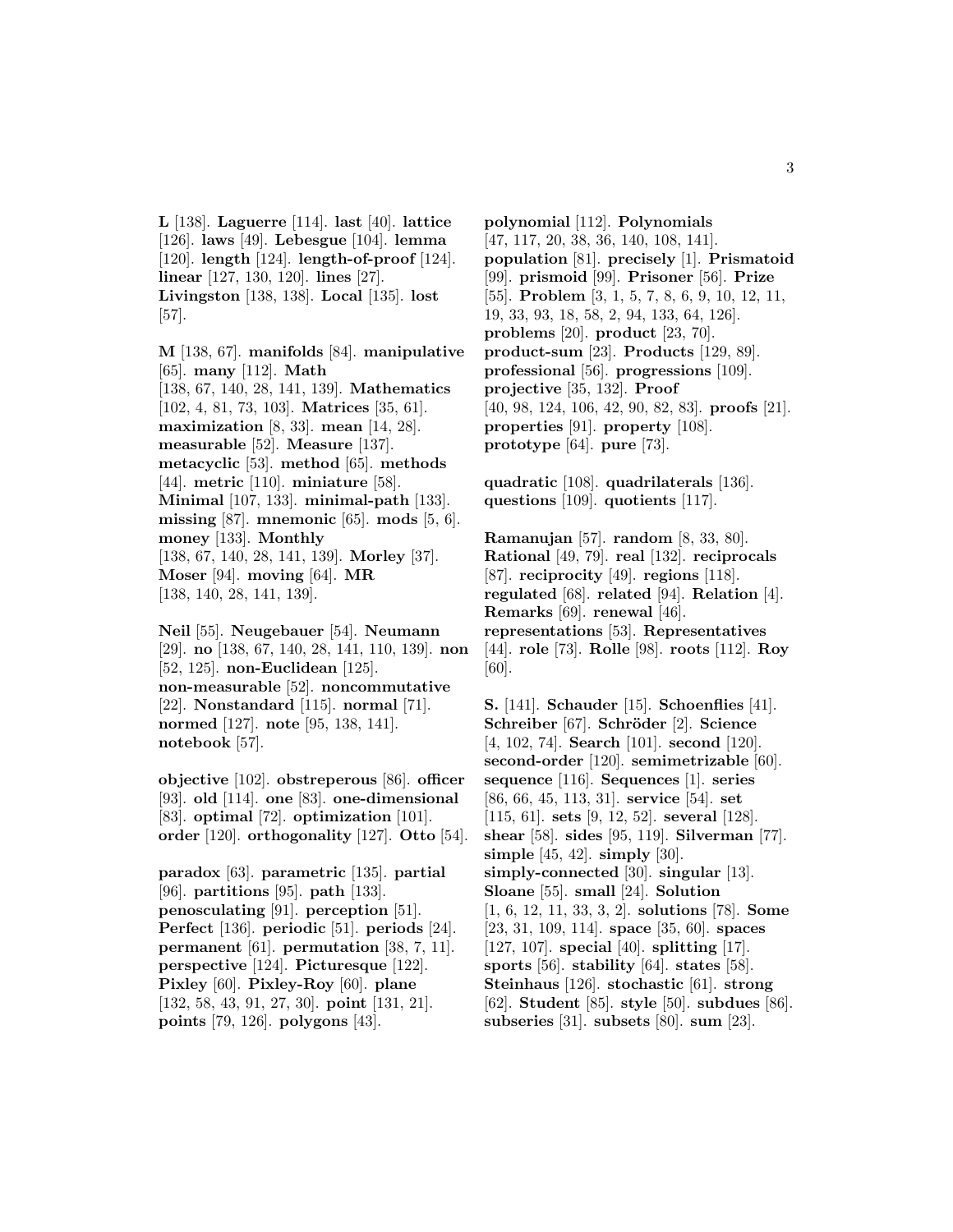**L** [138]. **Laguerre** [114]. **last** [40]. **lattice** [126]. **laws** [49]. **Lebesgue** [104]. **lemma** [120]. **length** [124]. **length-of-proof** [124]. **linear** [127, 130, 120]. **lines** [27]. **Livingston** [138, 138]. **Local** [135]. **lost** [57].

**M** [138, 67]. **manifolds** [84]. **manipulative** [65]. **many** [112]. **Math** [138, 67, 140, 28, 141, 139]. **Mathematics** [102, 4, 81, 73, 103]. **Matrices** [35, 61]. **maximization** [8, 33]. **mean** [14, 28]. **measurable** [52]. **Measure** [137]. **metacyclic** [53]. **method** [65]. **methods** [44]. **metric** [110]. **miniature** [58]. **Minimal** [107, 133]. **minimal-path** [133]. **missing** [87]. **mnemonic** [65]. **mods** [5, 6]. **money** [133]. **Monthly** [138, 67, 140, 28, 141, 139]. **Morley** [37]. **Moser** [94]. **moving** [64]. **MR** [138, 140, 28, 141, 139].

**Neil** [55]. **Neugebauer** [54]. **Neumann** [29]. **no** [138, 67, 140, 28, 141, 110, 139]. **non** [52, 125]. **non-Euclidean** [125]. **non-measurable** [52]. **noncommutative** [22]. **Nonstandard** [115]. **normal** [71]. **normed** [127]. **note** [95, 138, 141]. **notebook** [57].

**objective** [102]. **obstreperous** [86]. **officer** [93]. **old** [114]. **one** [83]. **one-dimensional** [83]. **optimal** [72]. **optimization** [101]. **order** [120]. **orthogonality** [127]. **Otto** [54].

**paradox** [63]. **parametric** [135]. **partial** [96]. **partitions** [95]. **path** [133]. **penosculating** [91]. **perception** [51]. **Perfect** [136]. **periodic** [51]. **periods** [24]. **permanent** [61]. **permutation** [38, 7, 11]. **perspective** [124]. **Picturesque** [122]. **Pixley** [60]. **Pixley-Roy** [60]. **plane** [132, 58, 43, 91, 27, 30]. **point** [131, 21]. **points** [79, 126]. **polygons** [43].

**polynomial** [112]. **Polynomials** [47, 117, 20, 38, 36, 140, 108, 141]. **population** [81]. **precisely** [1]. **Prismatoid** [99]. **prismoid** [99]. **Prisoner** [56]. **Prize** [55]. **Problem** [3, 1, 5, 7, 8, 6, 9, 10, 12, 11, 19, 33, 93, 18, 58, 2, 94, 133, 64, 126]. **problems** [20]. **product** [23, 70]. **product-sum** [23]. **Products** [129, 89]. **professional** [56]. **progressions** [109]. **projective** [35, 132]. **Proof** [40, 98, 124, 106, 42, 90, 82, 83]. **proofs** [21]. **properties** [91]. **property** [108]. **prototype** [64]. **pure** [73].

**quadratic** [108]. **quadrilaterals** [136]. **questions** [109]. **quotients** [117].

**Ramanujan** [57]. **random** [8, 33, 80]. **Rational** [49, 79]. **real** [132]. **reciprocals** [87]. **reciprocity** [49]. **regions** [118]. **regulated** [68]. **related** [94]. **Relation** [4]. **Remarks** [69]. **renewal** [46]. **representations** [53]. **Representatives** [44]. **role** [73]. **Rolle** [98]. **roots** [112]. **Roy** [60].

**S.** [141]. **Schauder** [15]. **Schoenflies** [41]. **Schreiber** [67]. **Schröder** [2]. **Science** [4, 102, 74]. **Search** [101]. **second** [120]. **second-order** [120]. **semimetrizable** [60]. **sequence** [116]. **Sequences** [1]. **series** [86, 66, 45, 113, 31]. **service** [54]. **set** [115, 61]. **sets** [9, 12, 52]. **several** [128]. **shear** [58]. **sides** [95, 119]. **Silverman** [77]. **simple** [45, 42]. **simply** [30]. **simply-connected** [30]. **singular** [13]. **Sloane** [55]. **small** [24]. **Solution** [1, 6, 12, 11, 33, 3, 2]. **solutions** [78]. **Some** [23, 31, 109, 114]. **space** [35, 60]. **spaces** [127, 107]. **special** [40]. **splitting** [17]. **sports** [56]. **stability** [64]. **states** [58]. **Steinhaus** [126]. **stochastic** [61]. **strong** [62]. **Student** [85]. **style** [50]. **subdues** [86]. **subseries** [31]. **subsets** [80]. **sum** [23].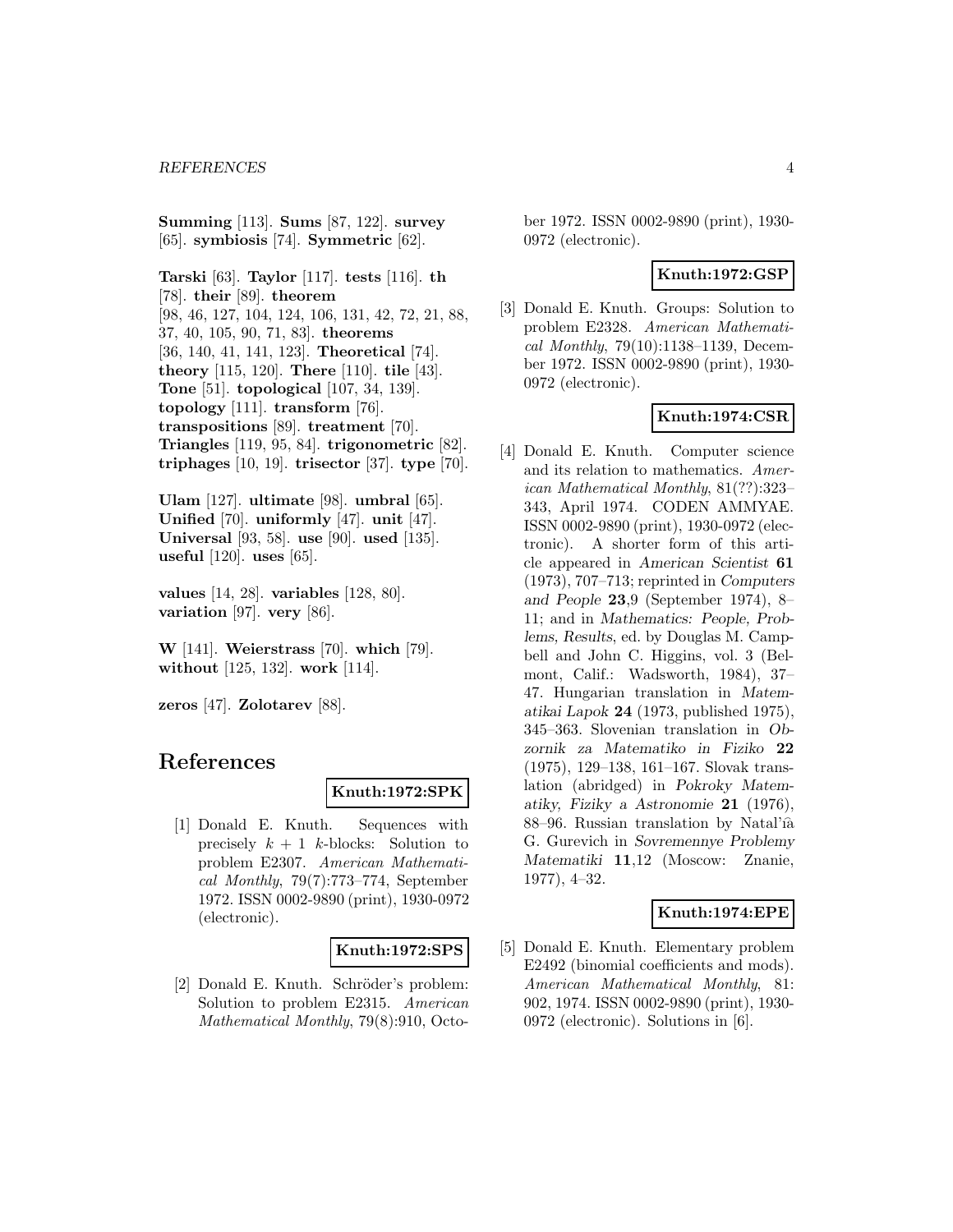**Summing** [113]. **Sums** [87, 122]. **survey** [65]. **symbiosis** [74]. **Symmetric** [62].

**Tarski** [63]. **Taylor** [117]. **tests** [116]. **th** [78]. **their** [89]. **theorem** [98, 46, 127, 104, 124, 106, 131, 42, 72, 21, 88, 37, 40, 105, 90, 71, 83]. **theorems** [36, 140, 41, 141, 123]. **Theoretical** [74]. **theory** [115, 120]. **There** [110]. **tile** [43]. **Tone** [51]. **topological** [107, 34, 139]. **topology** [111]. **transform** [76]. **transpositions** [89]. **treatment** [70]. **Triangles** [119, 95, 84]. **trigonometric** [82]. **triphages** [10, 19]. **trisector** [37]. **type** [70].

**Ulam** [127]. **ultimate** [98]. **umbral** [65]. **Unified** [70]. **uniformly** [47]. **unit** [47]. **Universal** [93, 58]. **use** [90]. **used** [135]. **useful** [120]. **uses** [65].

**values** [14, 28]. **variables** [128, 80]. **variation** [97]. **very** [86].

**W** [141]. **Weierstrass** [70]. **which** [79]. **without** [125, 132]. **work** [114].

**zeros** [47]. **Zolotarev** [88].

# References

**Knuth:1972:SPK**

[1] Donald E. Knuth. Sequences with precisely $k+1$ $k$-blocks: Solution to problem E2307. *American Mathematical Monthly*, 79(7):773–774, September 1972. ISSN 0002-9890 (print), 1930-0972 (electronic).

**Knuth:1972:SPS**

[2] Donald E. Knuth. Schröder's problem: Solution to problem E2315. *American Mathematical Monthly*, 79(8):910, October 1972. ISSN 0002-9890 (print), 1930-0972 (electronic).

**Knuth:1972:GSP**

[3] Donald E. Knuth. Groups: Solution to problem E2328. *American Mathematical Monthly*, 79(10):1138–1139, December 1972. ISSN 0002-9890 (print), 1930-0972 (electronic).

**Knuth:1974:CSR**

[4] Donald E. Knuth. Computer science and its relation to mathematics. *American Mathematical Monthly*, 81(??):323–343, April 1974. CODEN AMMYAE. ISSN 0002-9890 (print), 1930-0972 (electronic). A shorter form of this article appeared in *American Scientist* **61** (1973), 707–713; reprinted in *Computers and People* **23**,9 (September 1974), 8–11; and in *Mathematics: People, Problems, Results*, ed. by Douglas M. Campbell and John C. Higgins, vol. 3 (Belmont, Calif.: Wadsworth, 1984), 37–47. Hungarian translation in *Matematikai Lapok* **24** (1973, published 1975), 345–363. Slovenian translation in *Obzornik za Matematiko in Fiziko* **22** (1975), 129–138, 161–167. Slovak translation (abridged) in *Pokroky Matematiky, Fiziky a Astronomie* **21** (1976), 88–96. Russian translation by Natal'îâ G. Gurevich in *Sovremennye Problemy Matematiki* **11**,12 (Moscow: Znanie, 1977), 4–32.

**Knuth:1974:EPE**

[5] Donald E. Knuth. Elementary problem E2492 (binomial coefficients and mods). *American Mathematical Monthly*, 81: 902, 1974. ISSN 0002-9890 (print), 1930-0972 (electronic). Solutions in [6].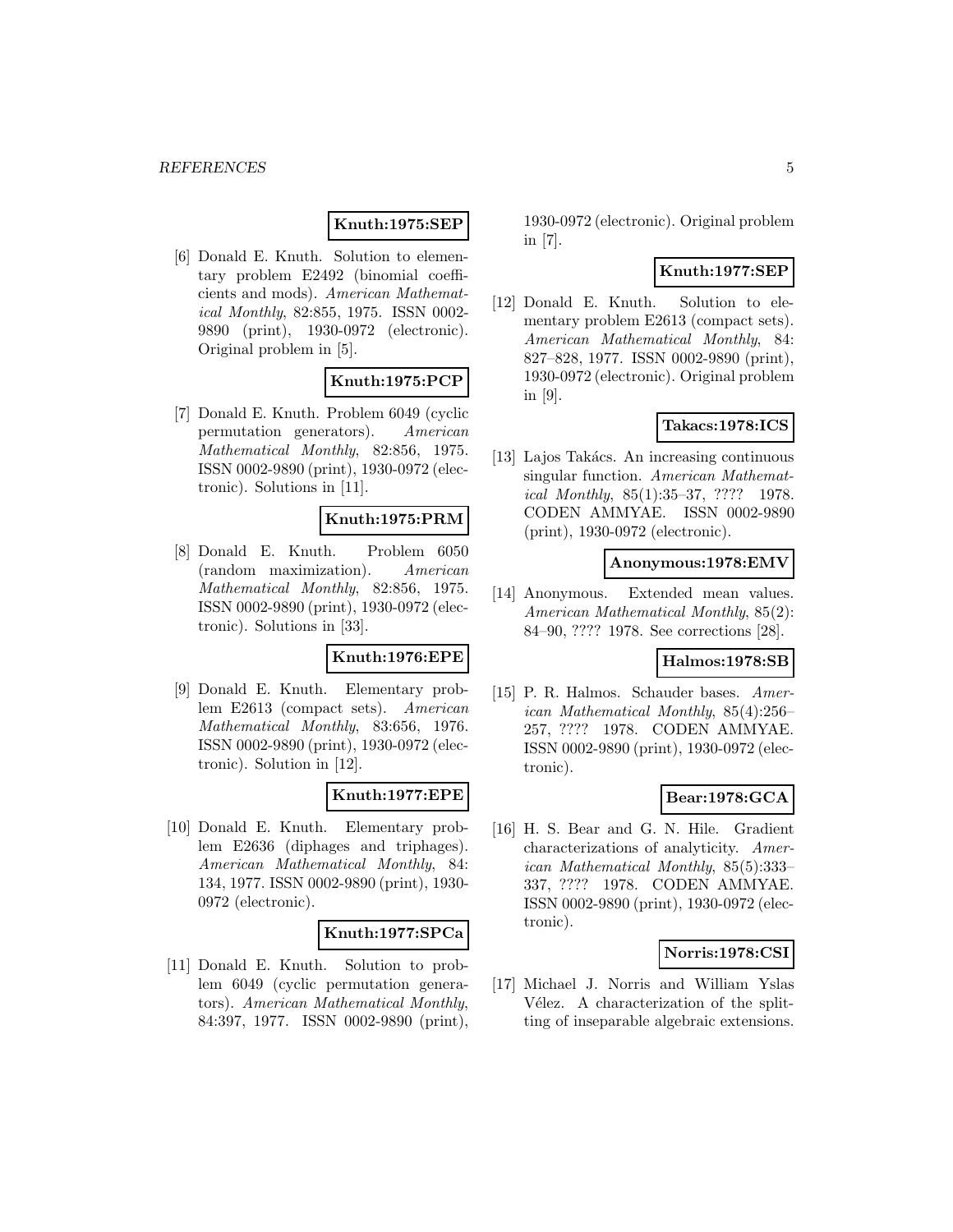**Knuth:1975:SEP**

[6] Donald E. Knuth. Solution to elementary problem E2492 (binomial coefficients and mods). *American Mathematical Monthly*, 82:855, 1975. ISSN 0002-9890 (print), 1930-0972 (electronic). Original problem in [5].

**Knuth:1975:PCP**

[7] Donald E. Knuth. Problem 6049 (cyclic permutation generators). *American Mathematical Monthly*, 82:856, 1975. ISSN 0002-9890 (print), 1930-0972 (electronic). Solutions in [11].

**Knuth:1975:PRM**

[8] Donald E. Knuth. Problem 6050 (random maximization). *American Mathematical Monthly*, 82:856, 1975. ISSN 0002-9890 (print), 1930-0972 (electronic). Solutions in [33].

**Knuth:1976:EPE**

[9] Donald E. Knuth. Elementary problem E2613 (compact sets). *American Mathematical Monthly*, 83:656, 1976. ISSN 0002-9890 (print), 1930-0972 (electronic). Solution in [12].

**Knuth:1977:EPE**

[10] Donald E. Knuth. Elementary problem E2636 (diphages and triphages). *American Mathematical Monthly*, 84: 134, 1977. ISSN 0002-9890 (print), 1930-0972 (electronic).

**Knuth:1977:SPCa**

[11] Donald E. Knuth. Solution to problem 6049 (cyclic permutation generators). *American Mathematical Monthly*, 84:397, 1977. ISSN 0002-9890 (print), 1930-0972 (electronic). Original problem in [7].

**Knuth:1977:SEP**

[12] Donald E. Knuth. Solution to elementary problem E2613 (compact sets). *American Mathematical Monthly*, 84: 827–828, 1977. ISSN 0002-9890 (print), 1930-0972 (electronic). Original problem in [9].

**Takacs:1978:ICS**

[13] Lajos Takács. An increasing continuous singular function. *American Mathematical Monthly*, 85(1):35–37, ???? 1978. CODEN AMMYAE. ISSN 0002-9890 (print), 1930-0972 (electronic).

**Anonymous:1978:EMV**

[14] Anonymous. Extended mean values. *American Mathematical Monthly*, 85(2): 84–90, ???? 1978. See corrections [28].

**Halmos:1978:SB**

[15] P. R. Halmos. Schauder bases. *American Mathematical Monthly*, 85(4):256–257, ???? 1978. CODEN AMMYAE. ISSN 0002-9890 (print), 1930-0972 (electronic).

**Bear:1978:GCA**

[16] H. S. Bear and G. N. Hile. Gradient characterizations of analyticity. *American Mathematical Monthly*, 85(5):333–337, ???? 1978. CODEN AMMYAE. ISSN 0002-9890 (print), 1930-0972 (electronic).

**Norris:1978:CSI**

[17] Michael J. Norris and William Yslas Vélez. A characterization of the splitting of inseparable algebraic extensions.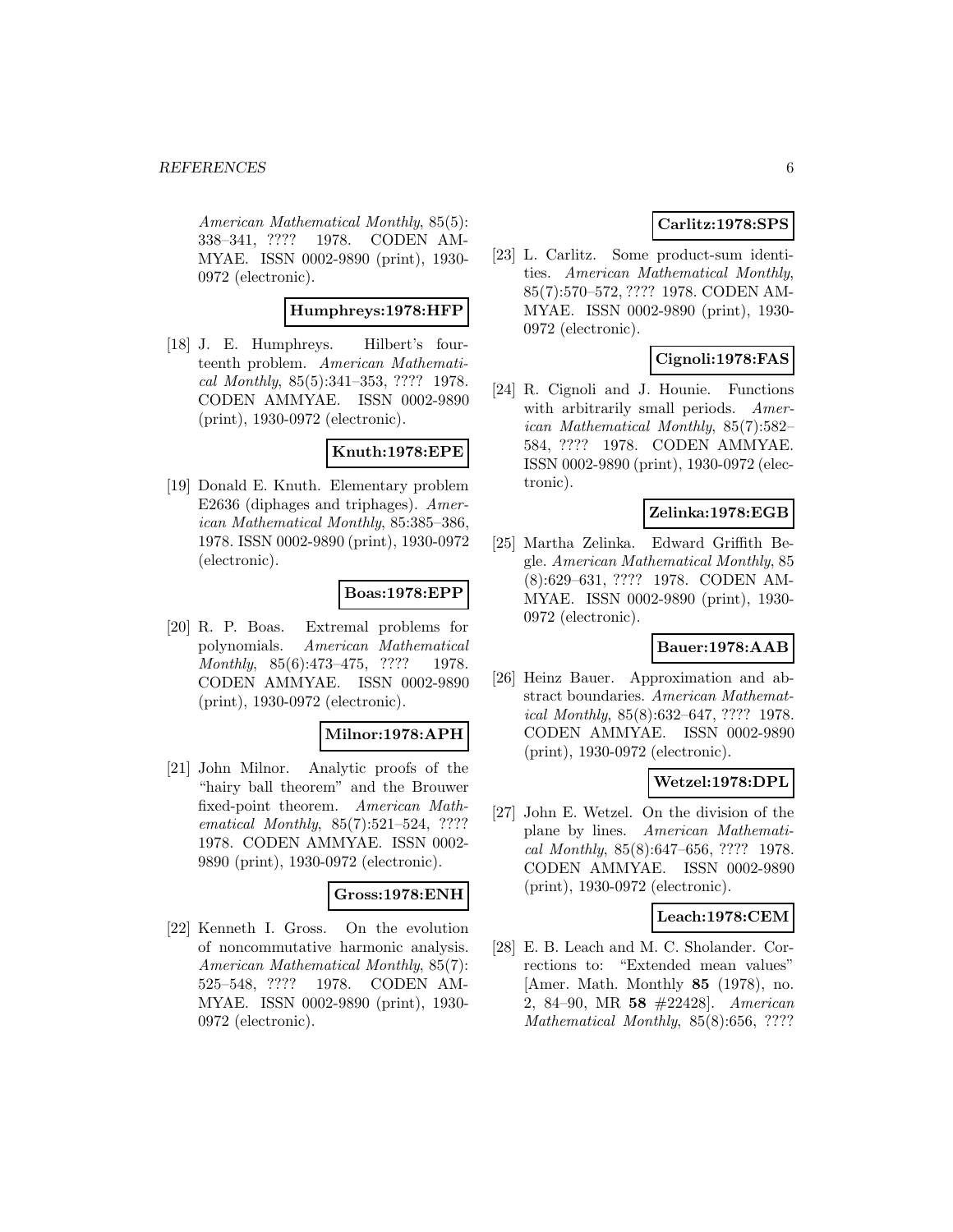American Mathematical Monthly, 85(5): 338–341, ???? 1978. CODEN AMMYAE. ISSN 0002-9890 (print), 1930-0972 (electronic).

**Humphreys:1978:HFP**

[18] J. E. Humphreys. Hilbert's fourteenth problem. *American Mathematical Monthly*, 85(5):341–353, ???? 1978. CODEN AMMYAE. ISSN 0002-9890 (print), 1930-0972 (electronic).

**Knuth:1978:EPE**

[19] Donald E. Knuth. Elementary problem E2636 (diphages and triphages). *American Mathematical Monthly*, 85:385–386, 1978. ISSN 0002-9890 (print), 1930-0972 (electronic).

**Boas:1978:EPP**

[20] R. P. Boas. Extremal problems for polynomials. *American Mathematical Monthly*, 85(6):473–475, ???? 1978. CODEN AMMYAE. ISSN 0002-9890 (print), 1930-0972 (electronic).

**Milnor:1978:APH**

[21] John Milnor. Analytic proofs of the "hairy ball theorem" and the Brouwer fixed-point theorem. *American Mathematical Monthly*, 85(7):521–524, ???? 1978. CODEN AMMYAE. ISSN 0002-9890 (print), 1930-0972 (electronic).

**Gross:1978:ENH**

[22] Kenneth I. Gross. On the evolution of noncommutative harmonic analysis. *American Mathematical Monthly*, 85(7): 525–548, ???? 1978. CODEN AMMYAE. ISSN 0002-9890 (print), 1930-0972 (electronic).

**Carlitz:1978:SPS**

[23] L. Carlitz. Some product-sum identities. *American Mathematical Monthly*, 85(7):570–572, ???? 1978. CODEN AMMYAE. ISSN 0002-9890 (print), 1930-0972 (electronic).

**Cignoli:1978:FAS**

[24] R. Cignoli and J. Hounie. Functions with arbitrarily small periods. *American Mathematical Monthly*, 85(7):582–584, ???? 1978. CODEN AMMYAE. ISSN 0002-9890 (print), 1930-0972 (electronic).

**Zelinka:1978:EGB**

[25] Martha Zelinka. Edward Griffith Begle. *American Mathematical Monthly*, 85 (8):629–631, ???? 1978. CODEN AMMYAE. ISSN 0002-9890 (print), 1930-0972 (electronic).

**Bauer:1978:AAB**

[26] Heinz Bauer. Approximation and abstract boundaries. *American Mathematical Monthly*, 85(8):632–647, ???? 1978. CODEN AMMYAE. ISSN 0002-9890 (print), 1930-0972 (electronic).

**Wetzel:1978:DPL**

[27] John E. Wetzel. On the division of the plane by lines. *American Mathematical Monthly*, 85(8):647–656, ???? 1978. CODEN AMMYAE. ISSN 0002-9890 (print), 1930-0972 (electronic).

**Leach:1978:CEM**

[28] E. B. Leach and M. C. Sholander. Corrections to: "Extended mean values" [Amer. Math. Monthly **85** (1978), no. 2, 84–90, MR **58** #22428]. *American Mathematical Monthly*, 85(8):656, ????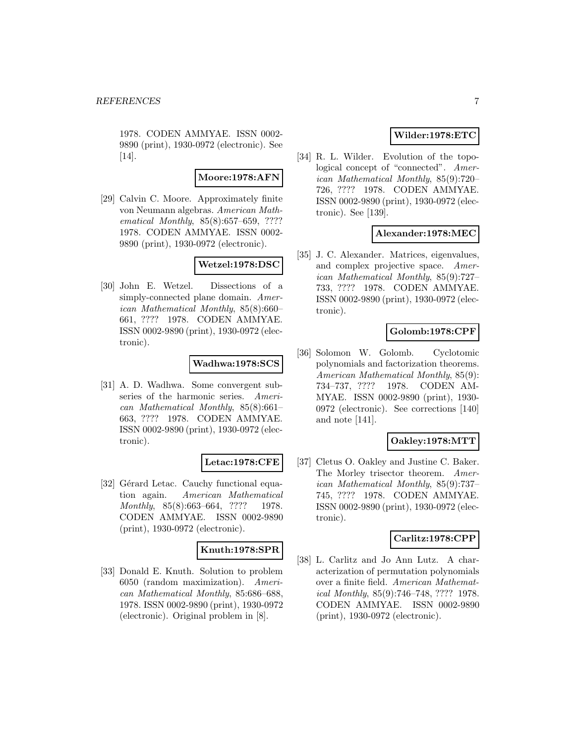1978. CODEN AMMYAE. ISSN 0002-9890 (print), 1930-0972 (electronic). See [14].

**Moore:1978:AFN**

[29] Calvin C. Moore. Approximately finite von Neumann algebras. *American Mathematical Monthly*, 85(8):657–659, ???? 1978. CODEN AMMYAE. ISSN 0002-9890 (print), 1930-0972 (electronic).

**Wetzel:1978:DSC**

[30] John E. Wetzel. Dissections of a simply-connected plane domain. *American Mathematical Monthly*, 85(8):660–661, ???? 1978. CODEN AMMYAE. ISSN 0002-9890 (print), 1930-0972 (electronic).

**Wadhwa:1978:SCS**

[31] A. D. Wadhwa. Some convergent subseries of the harmonic series. *American Mathematical Monthly*, 85(8):661–663, ???? 1978. CODEN AMMYAE. ISSN 0002-9890 (print), 1930-0972 (electronic).

**Letac:1978:CFE**

[32] Gérard Letac. Cauchy functional equation again. *American Mathematical Monthly*, 85(8):663–664, ???? 1978. CODEN AMMYAE. ISSN 0002-9890 (print), 1930-0972 (electronic).

**Knuth:1978:SPR**

[33] Donald E. Knuth. Solution to problem 6050 (random maximization). *American Mathematical Monthly*, 85:686–688, 1978. ISSN 0002-9890 (print), 1930-0972 (electronic). Original problem in [8].

**Wilder:1978:ETC**

[34] R. L. Wilder. Evolution of the topological concept of "connected". *American Mathematical Monthly*, 85(9):720–726, ???? 1978. CODEN AMMYAE. ISSN 0002-9890 (print), 1930-0972 (electronic). See [139].

**Alexander:1978:MEC**

[35] J. C. Alexander. Matrices, eigenvalues, and complex projective space. *American Mathematical Monthly*, 85(9):727–733, ???? 1978. CODEN AMMYAE. ISSN 0002-9890 (print), 1930-0972 (electronic).

**Golomb:1978:CPF**

[36] Solomon W. Golomb. Cyclotomic polynomials and factorization theorems. *American Mathematical Monthly*, 85(9):734–737, ???? 1978. CODEN AMMYAE. ISSN 0002-9890 (print), 1930-0972 (electronic). See corrections [140] and note [141].

**Oakley:1978:MTT**

[37] Cletus O. Oakley and Justine C. Baker. The Morley trisector theorem. *American Mathematical Monthly*, 85(9):737–745, ???? 1978. CODEN AMMYAE. ISSN 0002-9890 (print), 1930-0972 (electronic).

**Carlitz:1978:CPP**

[38] L. Carlitz and Jo Ann Lutz. A characterization of permutation polynomials over a finite field. *American Mathematical Monthly*, 85(9):746–748, ???? 1978. CODEN AMMYAE. ISSN 0002-9890 (print), 1930-0972 (electronic).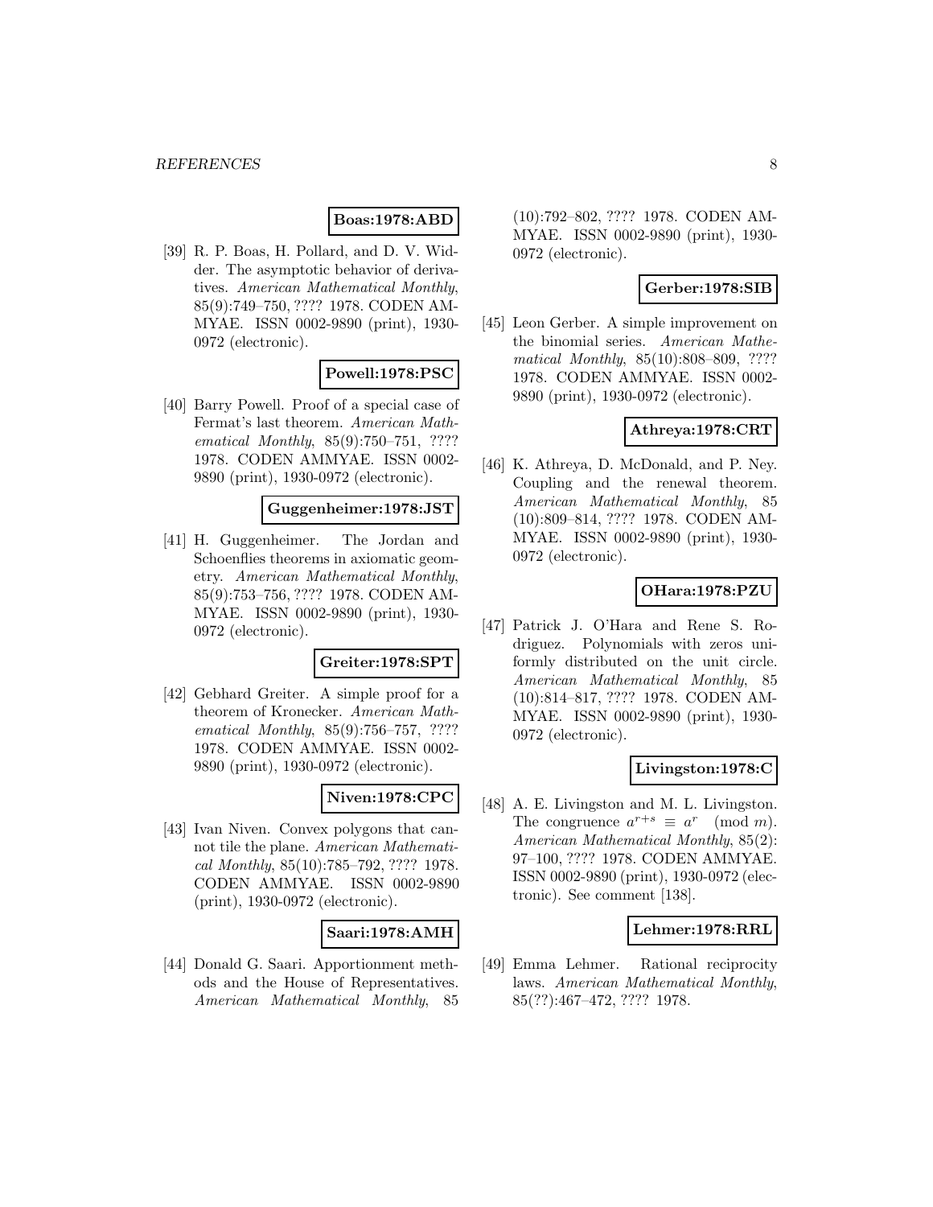**Boas:1978:ABD**

[39] R. P. Boas, H. Pollard, and D. V. Widder. The asymptotic behavior of derivatives. *American Mathematical Monthly*, 85(9):749–750, ???? 1978. CODEN AMMYAE. ISSN 0002-9890 (print), 1930-0972 (electronic).

**Powell:1978:PSC**

[40] Barry Powell. Proof of a special case of Fermat's last theorem. *American Mathematical Monthly*, 85(9):750–751, ???? 1978. CODEN AMMYAE. ISSN 0002-9890 (print), 1930-0972 (electronic).

**Guggenheimer:1978:JST**

[41] H. Guggenheimer. The Jordan and Schoenflies theorems in axiomatic geometry. *American Mathematical Monthly*, 85(9):753–756, ???? 1978. CODEN AMMYAE. ISSN 0002-9890 (print), 1930-0972 (electronic).

**Greiter:1978:SPT**

[42] Gebhard Greiter. A simple proof for a theorem of Kronecker. *American Mathematical Monthly*, 85(9):756–757, ???? 1978. CODEN AMMYAE. ISSN 0002-9890 (print), 1930-0972 (electronic).

**Niven:1978:CPC**

[43] Ivan Niven. Convex polygons that cannot tile the plane. *American Mathematical Monthly*, 85(10):785–792, ???? 1978. CODEN AMMYAE. ISSN 0002-9890 (print), 1930-0972 (electronic).

**Saari:1978:AMH**

[44] Donald G. Saari. Apportionment methods and the House of Representatives. *American Mathematical Monthly*, 85 (10):792–802, ???? 1978. CODEN AMMYAE. ISSN 0002-9890 (print), 1930-0972 (electronic).

**Gerber:1978:SIB**

[45] Leon Gerber. A simple improvement on the binomial series. *American Mathematical Monthly*, 85(10):808–809, ???? 1978. CODEN AMMYAE. ISSN 0002-9890 (print), 1930-0972 (electronic).

**Athreya:1978:CRT**

[46] K. Athreya, D. McDonald, and P. Ney. Coupling and the renewal theorem. *American Mathematical Monthly*, 85 (10):809–814, ???? 1978. CODEN AMMYAE. ISSN 0002-9890 (print), 1930-0972 (electronic).

**OHara:1978:PZU**

[47] Patrick J. O'Hara and Rene S. Rodriguez. Polynomials with zeros uniformly distributed on the unit circle. *American Mathematical Monthly*, 85 (10):814–817, ???? 1978. CODEN AMMYAE. ISSN 0002-9890 (print), 1930-0972 (electronic).

**Livingston:1978:C**

[48] A. E. Livingston and M. L. Livingston. The congruence $a^{r+s} \equiv a^r \pmod{m}$. *American Mathematical Monthly*, 85(2): 97–100, ???? 1978. CODEN AMMYAE. ISSN 0002-9890 (print), 1930-0972 (electronic). See comment [138].

**Lehmer:1978:RRL**

[49] Emma Lehmer. Rational reciprocity laws. *American Mathematical Monthly*, 85(??):467–472, ???? 1978.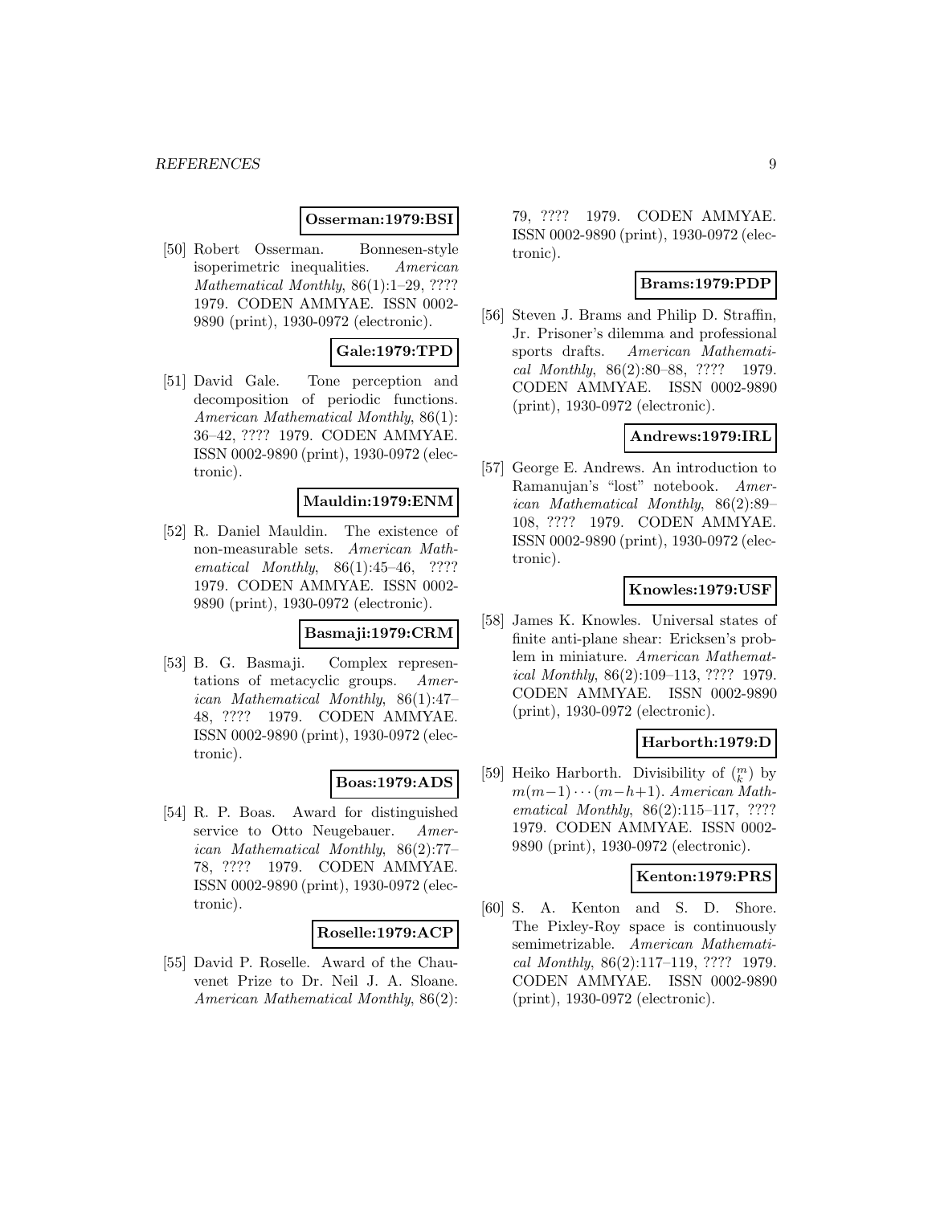**Osserman:1979:BSI**

[50] Robert Osserman. Bonnesen-style isoperimetric inequalities. *American Mathematical Monthly*, 86(1):1–29, ???? 1979. CODEN AMMYAE. ISSN 0002-9890 (print), 1930-0972 (electronic).

**Gale:1979:TPD**

[51] David Gale. Tone perception and decomposition of periodic functions. *American Mathematical Monthly*, 86(1): 36–42, ???? 1979. CODEN AMMYAE. ISSN 0002-9890 (print), 1930-0972 (electronic).

**Mauldin:1979:ENM**

[52] R. Daniel Mauldin. The existence of non-measurable sets. *American Mathematical Monthly*, 86(1):45–46, ???? 1979. CODEN AMMYAE. ISSN 0002-9890 (print), 1930-0972 (electronic).

**Basmaji:1979:CRM**

[53] B. G. Basmaji. Complex representations of metacyclic groups. *American Mathematical Monthly*, 86(1):47–48, ???? 1979. CODEN AMMYAE. ISSN 0002-9890 (print), 1930-0972 (electronic).

**Boas:1979:ADS**

[54] R. P. Boas. Award for distinguished service to Otto Neugebauer. *American Mathematical Monthly*, 86(2):77–78, ???? 1979. CODEN AMMYAE. ISSN 0002-9890 (print), 1930-0972 (electronic).

**Roselle:1979:ACP**

[55] David P. Roselle. Award of the Chauvenet Prize to Dr. Neil J. A. Sloane. *American Mathematical Monthly*, 86(2): 79, ???? 1979. CODEN AMMYAE. ISSN 0002-9890 (print), 1930-0972 (electronic).

**Brams:1979:PDP**

[56] Steven J. Brams and Philip D. Straffin, Jr. Prisoner's dilemma and professional sports drafts. *American Mathematical Monthly*, 86(2):80–88, ???? 1979. CODEN AMMYAE. ISSN 0002-9890 (print), 1930-0972 (electronic).

**Andrews:1979:IRL**

[57] George E. Andrews. An introduction to Ramanujan's "lost" notebook. *American Mathematical Monthly*, 86(2):89–108, ???? 1979. CODEN AMMYAE. ISSN 0002-9890 (print), 1930-0972 (electronic).

**Knowles:1979:USF**

[58] James K. Knowles. Universal states of finite anti-plane shear: Ericksen's problem in miniature. *American Mathematical Monthly*, 86(2):109–113, ???? 1979. CODEN AMMYAE. ISSN 0002-9890 (print), 1930-0972 (electronic).

**Harborth:1979:D**

[59] Heiko Harborth. Divisibility of $\binom{m}{k}$ by $m(m-1)\cdots(m-h+1)$. *American Mathematical Monthly*, 86(2):115–117, ???? 1979. CODEN AMMYAE. ISSN 0002-9890 (print), 1930-0972 (electronic).

**Kenton:1979:PRS**

[60] S. A. Kenton and S. D. Shore. The Pixley-Roy space is continuously semimetrizable. *American Mathematical Monthly*, 86(2):117–119, ???? 1979. CODEN AMMYAE. ISSN 0002-9890 (print), 1930-0972 (electronic).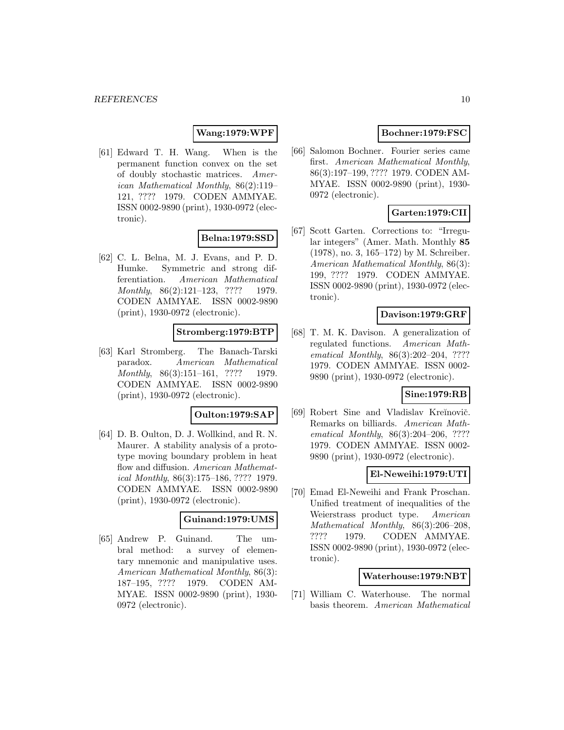**Wang:1979:WPF**

[61] Edward T. H. Wang. When is the permanent function convex on the set of doubly stochastic matrices. *American Mathematical Monthly*, 86(2):119–121, ???? 1979. CODEN AMMYAE. ISSN 0002-9890 (print), 1930-0972 (electronic).

**Belna:1979:SSD**

[62] C. L. Belna, M. J. Evans, and P. D. Humke. Symmetric and strong differentiation. *American Mathematical Monthly*, 86(2):121–123, ???? 1979. CODEN AMMYAE. ISSN 0002-9890 (print), 1930-0972 (electronic).

**Stromberg:1979:BTP**

[63] Karl Stromberg. The Banach-Tarski paradox. *American Mathematical Monthly*, 86(3):151–161, ???? 1979. CODEN AMMYAE. ISSN 0002-9890 (print), 1930-0972 (electronic).

**Oulton:1979:SAP**

[64] D. B. Oulton, D. J. Wollkind, and R. N. Maurer. A stability analysis of a prototype moving boundary problem in heat flow and diffusion. *American Mathematical Monthly*, 86(3):175–186, ???? 1979. CODEN AMMYAE. ISSN 0002-9890 (print), 1930-0972 (electronic).

**Guinand:1979:UMS**

[65] Andrew P. Guinand. The umbral method: a survey of elementary mnemonic and manipulative uses. *American Mathematical Monthly*, 86(3): 187–195, ???? 1979. CODEN AMMYAE. ISSN 0002-9890 (print), 1930-0972 (electronic).

**Bochner:1979:FSC**

[66] Salomon Bochner. Fourier series came first. *American Mathematical Monthly*, 86(3):197–199, ???? 1979. CODEN AMMYAE. ISSN 0002-9890 (print), 1930-0972 (electronic).

**Garten:1979:CII**

[67] Scott Garten. Corrections to: "Irregular integers" (Amer. Math. Monthly **85** (1978), no. 3, 165–172) by M. Schreiber. *American Mathematical Monthly*, 86(3): 199, ???? 1979. CODEN AMMYAE. ISSN 0002-9890 (print), 1930-0972 (electronic).

**Davison:1979:GRF**

[68] T. M. K. Davison. A generalization of regulated functions. *American Mathematical Monthly*, 86(3):202–204, ???? 1979. CODEN AMMYAE. ISSN 0002-9890 (print), 1930-0972 (electronic).

**Sine:1979:RB**

[69] Robert Sine and Vladislav Kreĭnovič. Remarks on billiards. *American Mathematical Monthly*, 86(3):204–206, ???? 1979. CODEN AMMYAE. ISSN 0002-9890 (print), 1930-0972 (electronic).

**El-Neweihi:1979:UTI**

[70] Emad El-Neweihi and Frank Proschan. Unified treatment of inequalities of the Weierstrass product type. *American Mathematical Monthly*, 86(3):206–208, ???? 1979. CODEN AMMYAE. ISSN 0002-9890 (print), 1930-0972 (electronic).

**Waterhouse:1979:NBT**

[71] William C. Waterhouse. The normal basis theorem. *American Mathematical*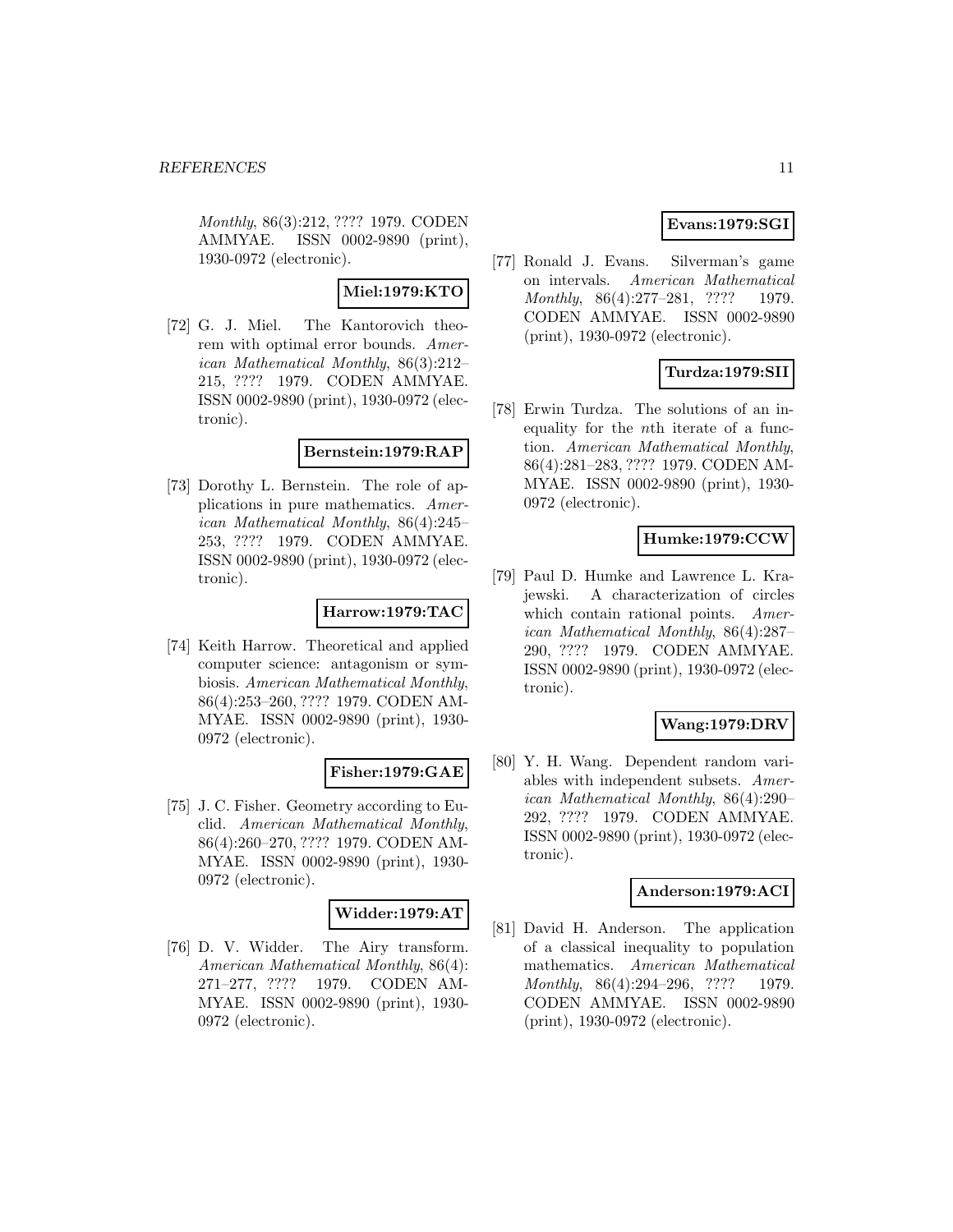*Monthly*, 86(3):212, ???? 1979. CODEN AMMYAE. ISSN 0002-9890 (print), 1930-0972 (electronic).

**Miel:1979:KTO**

[72] G. J. Miel. The Kantorovich theorem with optimal error bounds. *American Mathematical Monthly*, 86(3):212–215, ???? 1979. CODEN AMMYAE. ISSN 0002-9890 (print), 1930-0972 (electronic).

**Bernstein:1979:RAP**

[73] Dorothy L. Bernstein. The role of applications in pure mathematics. *American Mathematical Monthly*, 86(4):245–253, ???? 1979. CODEN AMMYAE. ISSN 0002-9890 (print), 1930-0972 (electronic).

**Harrow:1979:TAC**

[74] Keith Harrow. Theoretical and applied computer science: antagonism or symbiosis. *American Mathematical Monthly*, 86(4):253–260, ???? 1979. CODEN AMMYAE. ISSN 0002-9890 (print), 1930-0972 (electronic).

**Fisher:1979:GAE**

[75] J. C. Fisher. Geometry according to Euclid. *American Mathematical Monthly*, 86(4):260–270, ???? 1979. CODEN AMMYAE. ISSN 0002-9890 (print), 1930-0972 (electronic).

**Widder:1979:AT**

[76] D. V. Widder. The Airy transform. *American Mathematical Monthly*, 86(4):271–277, ???? 1979. CODEN AMMYAE. ISSN 0002-9890 (print), 1930-0972 (electronic).

**Evans:1979:SGI**

[77] Ronald J. Evans. Silverman's game on intervals. *American Mathematical Monthly*, 86(4):277–281, ???? 1979. CODEN AMMYAE. ISSN 0002-9890 (print), 1930-0972 (electronic).

**Turdza:1979:SII**

[78] Erwin Turdza. The solutions of an inequality for the $n$th iterate of a function. *American Mathematical Monthly*, 86(4):281–283, ???? 1979. CODEN AMMYAE. ISSN 0002-9890 (print), 1930-0972 (electronic).

**Humke:1979:CCW**

[79] Paul D. Humke and Lawrence L. Krajewski. A characterization of circles which contain rational points. *American Mathematical Monthly*, 86(4):287–290, ???? 1979. CODEN AMMYAE. ISSN 0002-9890 (print), 1930-0972 (electronic).

**Wang:1979:DRV**

[80] Y. H. Wang. Dependent random variables with independent subsets. *American Mathematical Monthly*, 86(4):290–292, ???? 1979. CODEN AMMYAE. ISSN 0002-9890 (print), 1930-0972 (electronic).

**Anderson:1979:ACI**

[81] David H. Anderson. The application of a classical inequality to population mathematics. *American Mathematical Monthly*, 86(4):294–296, ???? 1979. CODEN AMMYAE. ISSN 0002-9890 (print), 1930-0972 (electronic).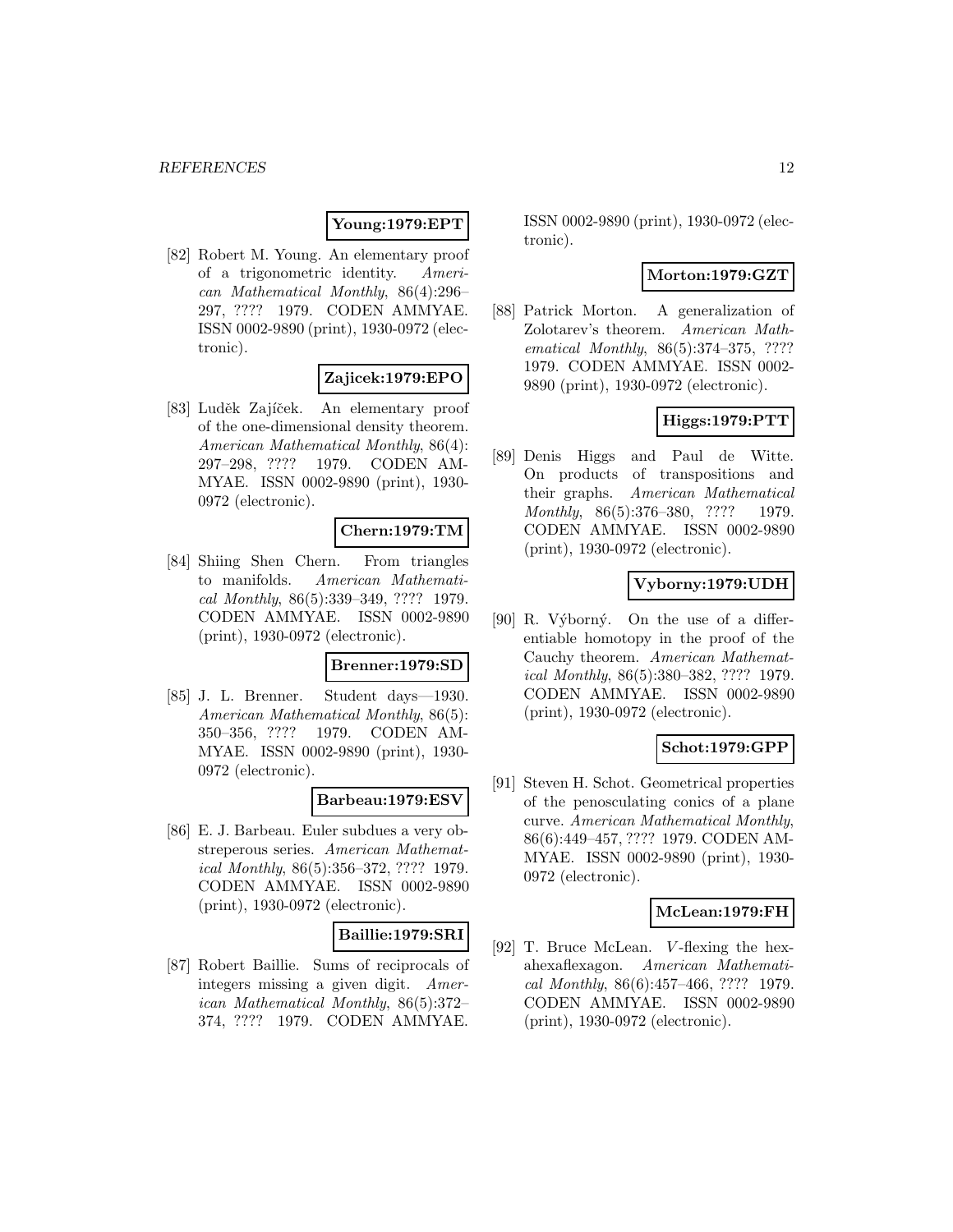**Young:1979:EPT**

[82] Robert M. Young. An elementary proof of a trigonometric identity. *American Mathematical Monthly*, 86(4):296–297, ???? 1979. CODEN AMMYAE. ISSN 0002-9890 (print), 1930-0972 (electronic).

**Zajicek:1979:EPO**

[83] Luděk Zajíček. An elementary proof of the one-dimensional density theorem. *American Mathematical Monthly*, 86(4): 297–298, ???? 1979. CODEN AMMYAE. ISSN 0002-9890 (print), 1930-0972 (electronic).

**Chern:1979:TM**

[84] Shiing Shen Chern. From triangles to manifolds. *American Mathematical Monthly*, 86(5):339–349, ???? 1979. CODEN AMMYAE. ISSN 0002-9890 (print), 1930-0972 (electronic).

**Brenner:1979:SD**

[85] J. L. Brenner. Student days—1930. *American Mathematical Monthly*, 86(5): 350–356, ???? 1979. CODEN AMMYAE. ISSN 0002-9890 (print), 1930-0972 (electronic).

**Barbeau:1979:ESV**

[86] E. J. Barbeau. Euler subdues a very obstreperous series. *American Mathematical Monthly*, 86(5):356–372, ???? 1979. CODEN AMMYAE. ISSN 0002-9890 (print), 1930-0972 (electronic).

**Baillie:1979:SRI**

[87] Robert Baillie. Sums of reciprocals of integers missing a given digit. *American Mathematical Monthly*, 86(5):372–374, ???? 1979. CODEN AMMYAE. ISSN 0002-9890 (print), 1930-0972 (electronic).

**Morton:1979:GZT**

[88] Patrick Morton. A generalization of Zolotarev's theorem. *American Mathematical Monthly*, 86(5):374–375, ???? 1979. CODEN AMMYAE. ISSN 0002-9890 (print), 1930-0972 (electronic).

**Higgs:1979:PTT**

[89] Denis Higgs and Paul de Witte. On products of transpositions and their graphs. *American Mathematical Monthly*, 86(5):376–380, ???? 1979. CODEN AMMYAE. ISSN 0002-9890 (print), 1930-0972 (electronic).

**Vyborny:1979:UDH**

[90] R. Výborný. On the use of a differentiable homotopy in the proof of the Cauchy theorem. *American Mathematical Monthly*, 86(5):380–382, ???? 1979. CODEN AMMYAE. ISSN 0002-9890 (print), 1930-0972 (electronic).

**Schot:1979:GPP**

[91] Steven H. Schot. Geometrical properties of the penosculating conics of a plane curve. *American Mathematical Monthly*, 86(6):449–457, ???? 1979. CODEN AMMYAE. ISSN 0002-9890 (print), 1930-0972 (electronic).

**McLean:1979:FH**

[92] T. Bruce McLean. $V$-flexing the hexahexaflexagon. *American Mathematical Monthly*, 86(6):457–466, ???? 1979. CODEN AMMYAE. ISSN 0002-9890 (print), 1930-0972 (electronic).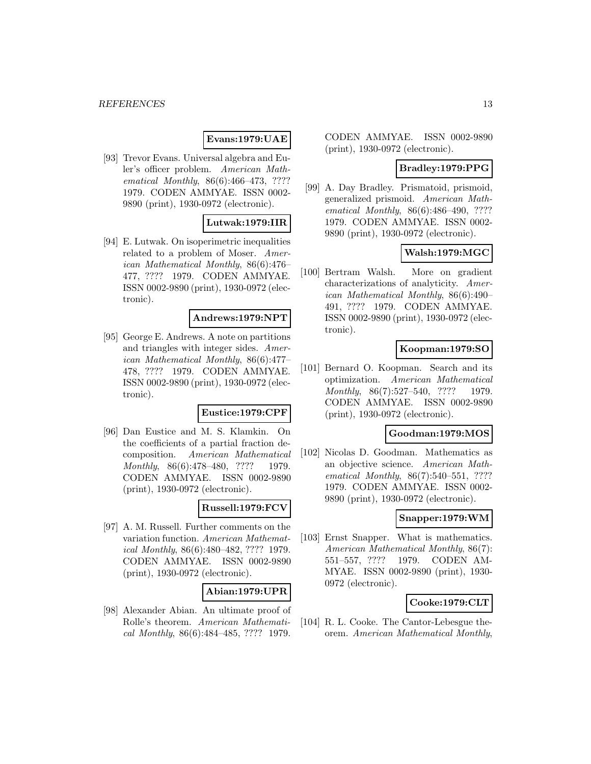**Evans:1979:UAE**

[93] Trevor Evans. Universal algebra and Euler's officer problem. *American Mathematical Monthly*, 86(6):466–473, ???? 1979. CODEN AMMYAE. ISSN 0002-9890 (print), 1930-0972 (electronic).

**Lutwak:1979:IIR**

[94] E. Lutwak. On isoperimetric inequalities related to a problem of Moser. *American Mathematical Monthly*, 86(6):476–477, ???? 1979. CODEN AMMYAE. ISSN 0002-9890 (print), 1930-0972 (electronic).

**Andrews:1979:NPT**

[95] George E. Andrews. A note on partitions and triangles with integer sides. *American Mathematical Monthly*, 86(6):477–478, ???? 1979. CODEN AMMYAE. ISSN 0002-9890 (print), 1930-0972 (electronic).

**Eustice:1979:CPF**

[96] Dan Eustice and M. S. Klamkin. On the coefficients of a partial fraction decomposition. *American Mathematical Monthly*, 86(6):478–480, ???? 1979. CODEN AMMYAE. ISSN 0002-9890 (print), 1930-0972 (electronic).

**Russell:1979:FCV**

[97] A. M. Russell. Further comments on the variation function. *American Mathematical Monthly*, 86(6):480–482, ???? 1979. CODEN AMMYAE. ISSN 0002-9890 (print), 1930-0972 (electronic).

**Abian:1979:UPR**

[98] Alexander Abian. An ultimate proof of Rolle's theorem. *American Mathematical Monthly*, 86(6):484–485, ???? 1979. CODEN AMMYAE. ISSN 0002-9890 (print), 1930-0972 (electronic).

**Bradley:1979:PPG**

[99] A. Day Bradley. Prismatoid, prismoid, generalized prismoid. *American Mathematical Monthly*, 86(6):486–490, ???? 1979. CODEN AMMYAE. ISSN 0002-9890 (print), 1930-0972 (electronic).

**Walsh:1979:MGC**

[100] Bertram Walsh. More on gradient characterizations of analyticity. *American Mathematical Monthly*, 86(6):490–491, ???? 1979. CODEN AMMYAE. ISSN 0002-9890 (print), 1930-0972 (electronic).

**Koopman:1979:SO**

[101] Bernard O. Koopman. Search and its optimization. *American Mathematical Monthly*, 86(7):527–540, ???? 1979. CODEN AMMYAE. ISSN 0002-9890 (print), 1930-0972 (electronic).

**Goodman:1979:MOS**

[102] Nicolas D. Goodman. Mathematics as an objective science. *American Mathematical Monthly*, 86(7):540–551, ???? 1979. CODEN AMMYAE. ISSN 0002-9890 (print), 1930-0972 (electronic).

**Snapper:1979:WM**

[103] Ernst Snapper. What is mathematics. *American Mathematical Monthly*, 86(7): 551–557, ???? 1979. CODEN AMMYAE. ISSN 0002-9890 (print), 1930-0972 (electronic).

**Cooke:1979:CLT**

[104] R. L. Cooke. The Cantor-Lebesgue theorem. *American Mathematical Monthly*,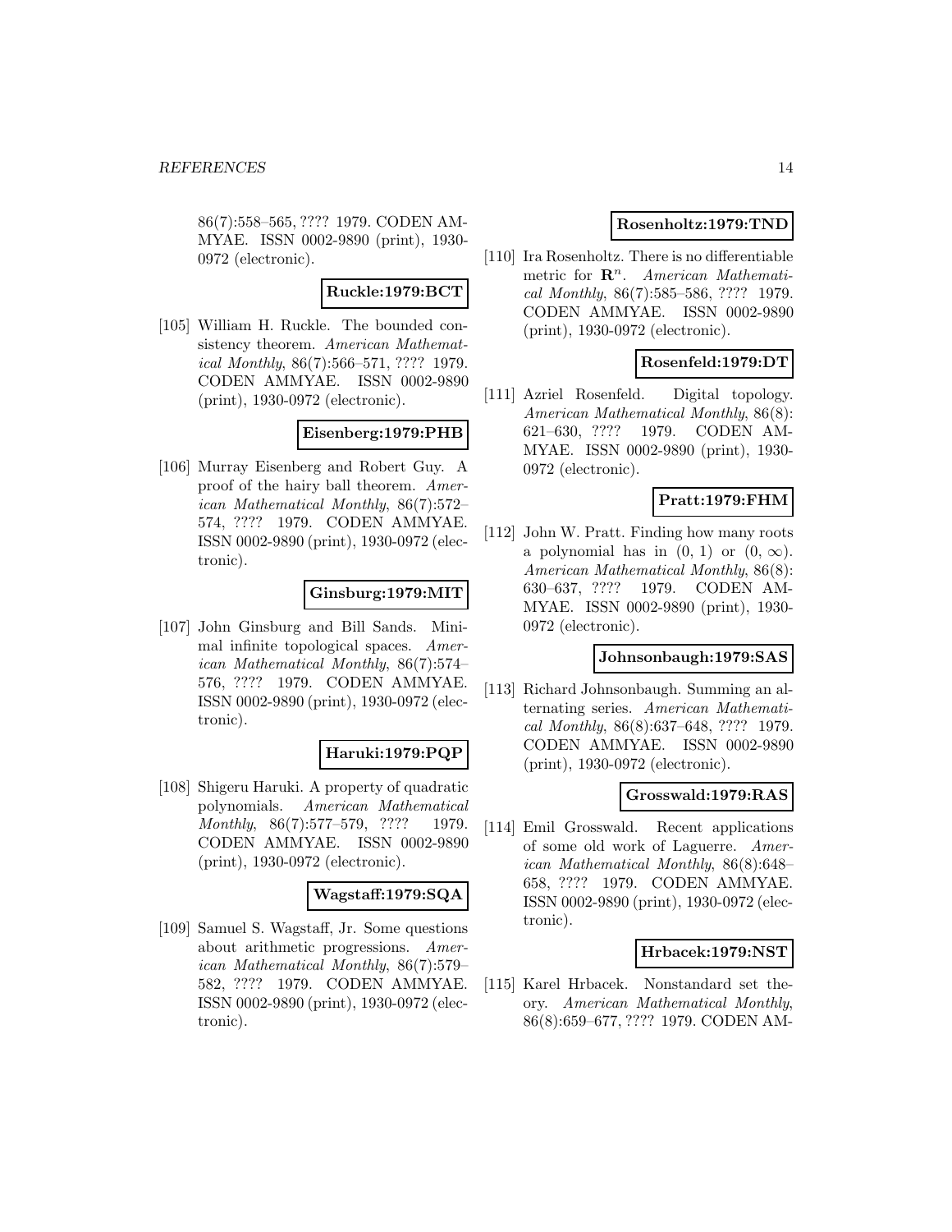86(7):558–565, ???? 1979. CODEN AMMYAE. ISSN 0002-9890 (print), 1930-0972 (electronic).

**Ruckle:1979:BCT**

[105] William H. Ruckle. The bounded consistency theorem. *American Mathematical Monthly*, 86(7):566–571, ???? 1979. CODEN AMMYAE. ISSN 0002-9890 (print), 1930-0972 (electronic).

**Eisenberg:1979:PHB**

[106] Murray Eisenberg and Robert Guy. A proof of the hairy ball theorem. *American Mathematical Monthly*, 86(7):572–574, ???? 1979. CODEN AMMYAE. ISSN 0002-9890 (print), 1930-0972 (electronic).

**Ginsburg:1979:MIT**

[107] John Ginsburg and Bill Sands. Minimal infinite topological spaces. *American Mathematical Monthly*, 86(7):574–576, ???? 1979. CODEN AMMYAE. ISSN 0002-9890 (print), 1930-0972 (electronic).

**Haruki:1979:PQP**

[108] Shigeru Haruki. A property of quadratic polynomials. *American Mathematical Monthly*, 86(7):577–579, ???? 1979. CODEN AMMYAE. ISSN 0002-9890 (print), 1930-0972 (electronic).

**Wagstaff:1979:SQA**

[109] Samuel S. Wagstaff, Jr. Some questions about arithmetic progressions. *American Mathematical Monthly*, 86(7):579–582, ???? 1979. CODEN AMMYAE. ISSN 0002-9890 (print), 1930-0972 (electronic).

**Rosenholtz:1979:TND**

[110] Ira Rosenholtz. There is no differentiable metric for $\mathbf{R}^n$. *American Mathematical Monthly*, 86(7):585–586, ???? 1979. CODEN AMMYAE. ISSN 0002-9890 (print), 1930-0972 (electronic).

**Rosenfeld:1979:DT**

[111] Azriel Rosenfeld. Digital topology. *American Mathematical Monthly*, 86(8): 621–630, ???? 1979. CODEN AMMYAE. ISSN 0002-9890 (print), 1930-0972 (electronic).

**Pratt:1979:FHM**

[112] John W. Pratt. Finding how many roots a polynomial has in $(0, 1)$ or $(0, \infty)$. *American Mathematical Monthly*, 86(8): 630–637, ???? 1979. CODEN AMMYAE. ISSN 0002-9890 (print), 1930-0972 (electronic).

**Johnsonbaugh:1979:SAS**

[113] Richard Johnsonbaugh. Summing an alternating series. *American Mathematical Monthly*, 86(8):637–648, ???? 1979. CODEN AMMYAE. ISSN 0002-9890 (print), 1930-0972 (electronic).

**Grosswald:1979:RAS**

[114] Emil Grosswald. Recent applications of some old work of Laguerre. *American Mathematical Monthly*, 86(8):648–658, ???? 1979. CODEN AMMYAE. ISSN 0002-9890 (print), 1930-0972 (electronic).

**Hrbacek:1979:NST**

[115] Karel Hrbacek. Nonstandard set theory. *American Mathematical Monthly*, 86(8):659–677, ???? 1979. CODEN AM-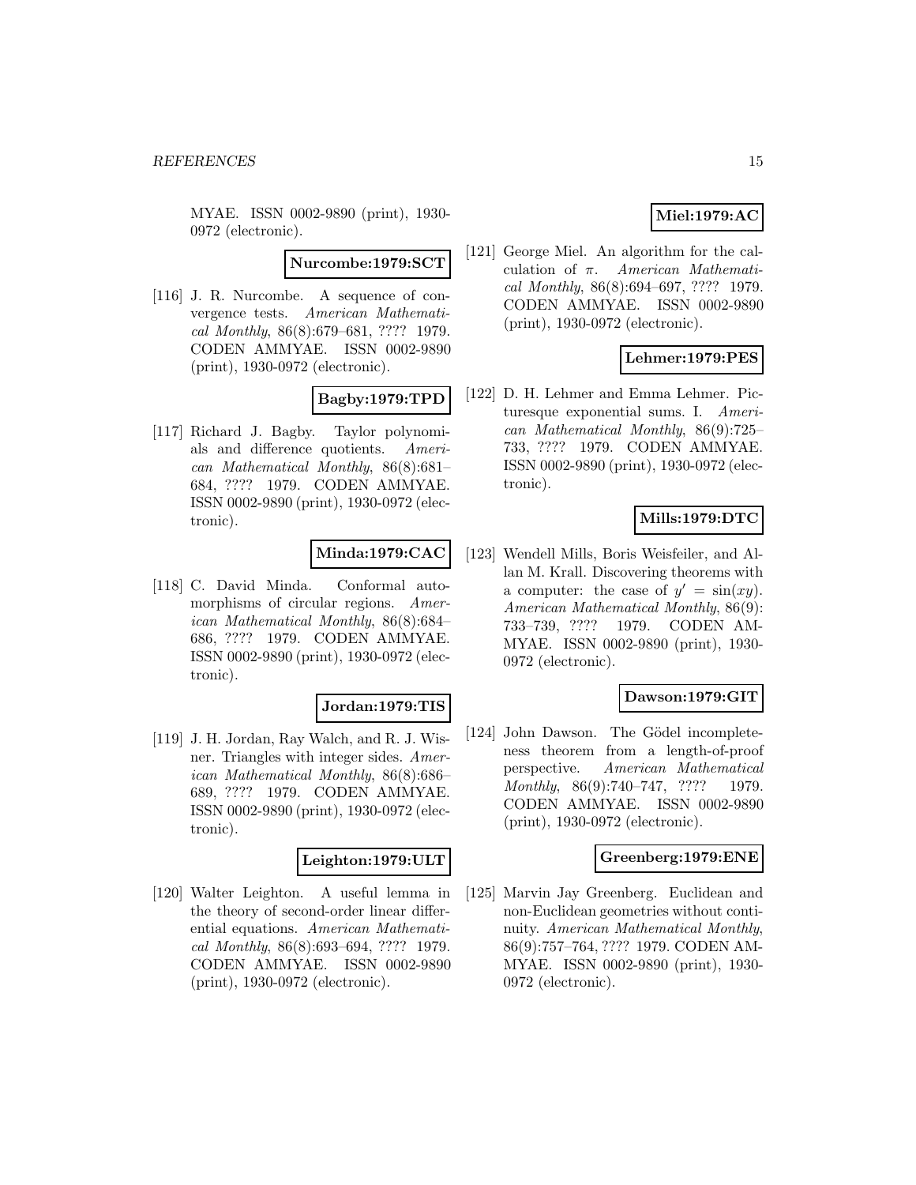MYAE. ISSN 0002-9890 (print), 1930-0972 (electronic).

**Nurcombe:1979:SCT**

[116] J. R. Nurcombe. A sequence of convergence tests. *American Mathematical Monthly*, 86(8):679–681, ???? 1979. CODEN AMMYAE. ISSN 0002-9890 (print), 1930-0972 (electronic).

**Bagby:1979:TPD**

[117] Richard J. Bagby. Taylor polynomials and difference quotients. *American Mathematical Monthly*, 86(8):681–684, ???? 1979. CODEN AMMYAE. ISSN 0002-9890 (print), 1930-0972 (electronic).

**Minda:1979:CAC**

[118] C. David Minda. Conformal automorphisms of circular regions. *American Mathematical Monthly*, 86(8):684–686, ???? 1979. CODEN AMMYAE. ISSN 0002-9890 (print), 1930-0972 (electronic).

**Jordan:1979:TIS**

[119] J. H. Jordan, Ray Walch, and R. J. Wisner. Triangles with integer sides. *American Mathematical Monthly*, 86(8):686–689, ???? 1979. CODEN AMMYAE. ISSN 0002-9890 (print), 1930-0972 (electronic).

**Leighton:1979:ULT**

[120] Walter Leighton. A useful lemma in the theory of second-order linear differential equations. *American Mathematical Monthly*, 86(8):693–694, ???? 1979. CODEN AMMYAE. ISSN 0002-9890 (print), 1930-0972 (electronic).

**Miel:1979:AC**

[121] George Miel. An algorithm for the calculation of $\pi$. *American Mathematical Monthly*, 86(8):694–697, ???? 1979. CODEN AMMYAE. ISSN 0002-9890 (print), 1930-0972 (electronic).

**Lehmer:1979:PES**

[122] D. H. Lehmer and Emma Lehmer. Picturesque exponential sums. I. *American Mathematical Monthly*, 86(9):725–733, ???? 1979. CODEN AMMYAE. ISSN 0002-9890 (print), 1930-0972 (electronic).

**Mills:1979:DTC**

[123] Wendell Mills, Boris Weisfeiler, and Allan M. Krall. Discovering theorems with a computer: the case of $y' = \sin(xy)$. *American Mathematical Monthly*, 86(9): 733–739, ???? 1979. CODEN AMMYAE. ISSN 0002-9890 (print), 1930-0972 (electronic).

**Dawson:1979:GIT**

[124] John Dawson. The Gödel incompleteness theorem from a length-of-proof perspective. *American Mathematical Monthly*, 86(9):740–747, ???? 1979. CODEN AMMYAE. ISSN 0002-9890 (print), 1930-0972 (electronic).

**Greenberg:1979:ENE**

[125] Marvin Jay Greenberg. Euclidean and non-Euclidean geometries without continuity. *American Mathematical Monthly*, 86(9):757–764, ???? 1979. CODEN AMMYAE. ISSN 0002-9890 (print), 1930-0972 (electronic).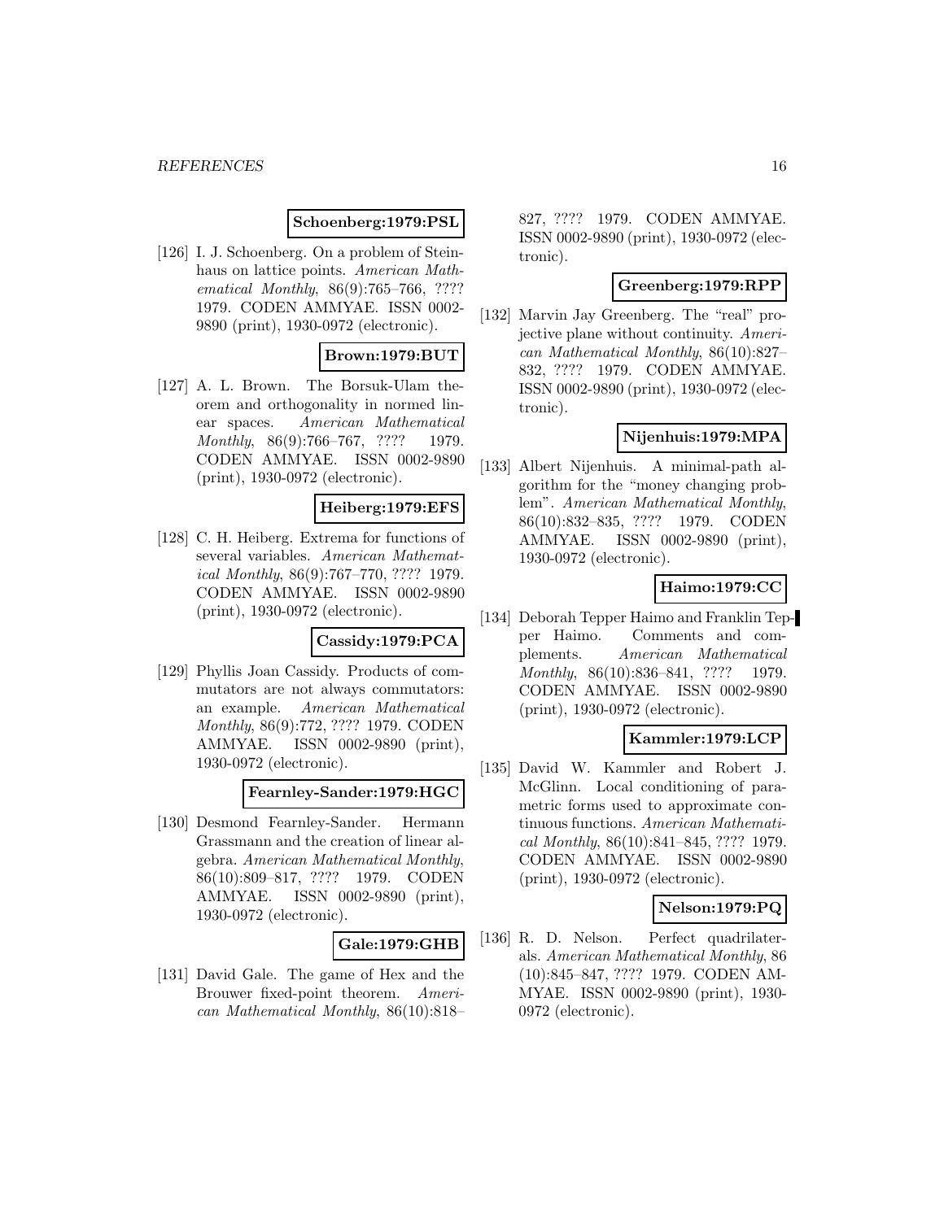**Schoenberg:1979:PSL**

[126] I. J. Schoenberg. On a problem of Steinhaus on lattice points. *American Mathematical Monthly*, 86(9):765–766, ???? 1979. CODEN AMMYAE. ISSN 0002-9890 (print), 1930-0972 (electronic).

**Brown:1979:BUT**

[127] A. L. Brown. The Borsuk-Ulam theorem and orthogonality in normed linear spaces. *American Mathematical Monthly*, 86(9):766–767, ???? 1979. CODEN AMMYAE. ISSN 0002-9890 (print), 1930-0972 (electronic).

**Heiberg:1979:EFS**

[128] C. H. Heiberg. Extrema for functions of several variables. *American Mathematical Monthly*, 86(9):767–770, ???? 1979. CODEN AMMYAE. ISSN 0002-9890 (print), 1930-0972 (electronic).

**Cassidy:1979:PCA**

[129] Phyllis Joan Cassidy. Products of commutators are not always commutators: an example. *American Mathematical Monthly*, 86(9):772, ???? 1979. CODEN AMMYAE. ISSN 0002-9890 (print), 1930-0972 (electronic).

**Fearnley-Sander:1979:HGC**

[130] Desmond Fearnley-Sander. Hermann Grassmann and the creation of linear algebra. *American Mathematical Monthly*, 86(10):809–817, ???? 1979. CODEN AMMYAE. ISSN 0002-9890 (print), 1930-0972 (electronic).

**Gale:1979:GHB**

[131] David Gale. The game of Hex and the Brouwer fixed-point theorem. *American Mathematical Monthly*, 86(10):818–827, ???? 1979. CODEN AMMYAE. ISSN 0002-9890 (print), 1930-0972 (electronic).

**Greenberg:1979:RPP**

[132] Marvin Jay Greenberg. The "real" projective plane without continuity. *American Mathematical Monthly*, 86(10):827–832, ???? 1979. CODEN AMMYAE. ISSN 0002-9890 (print), 1930-0972 (electronic).

**Nijenhuis:1979:MPA**

[133] Albert Nijenhuis. A minimal-path algorithm for the "money changing problem". *American Mathematical Monthly*, 86(10):832–835, ???? 1979. CODEN AMMYAE. ISSN 0002-9890 (print), 1930-0972 (electronic).

**Haimo:1979:CC**

[134] Deborah Tepper Haimo and Franklin Tepper Haimo. Comments and complements. *American Mathematical Monthly*, 86(10):836–841, ???? 1979. CODEN AMMYAE. ISSN 0002-9890 (print), 1930-0972 (electronic).

**Kammler:1979:LCP**

[135] David W. Kammler and Robert J. McGlinn. Local conditioning of parametric forms used to approximate continuous functions. *American Mathematical Monthly*, 86(10):841–845, ???? 1979. CODEN AMMYAE. ISSN 0002-9890 (print), 1930-0972 (electronic).

**Nelson:1979:PQ**

[136] R. D. Nelson. Perfect quadrilaterals. *American Mathematical Monthly*, 86 (10):845–847, ???? 1979. CODEN AMMYAE. ISSN 0002-9890 (print), 1930-0972 (electronic).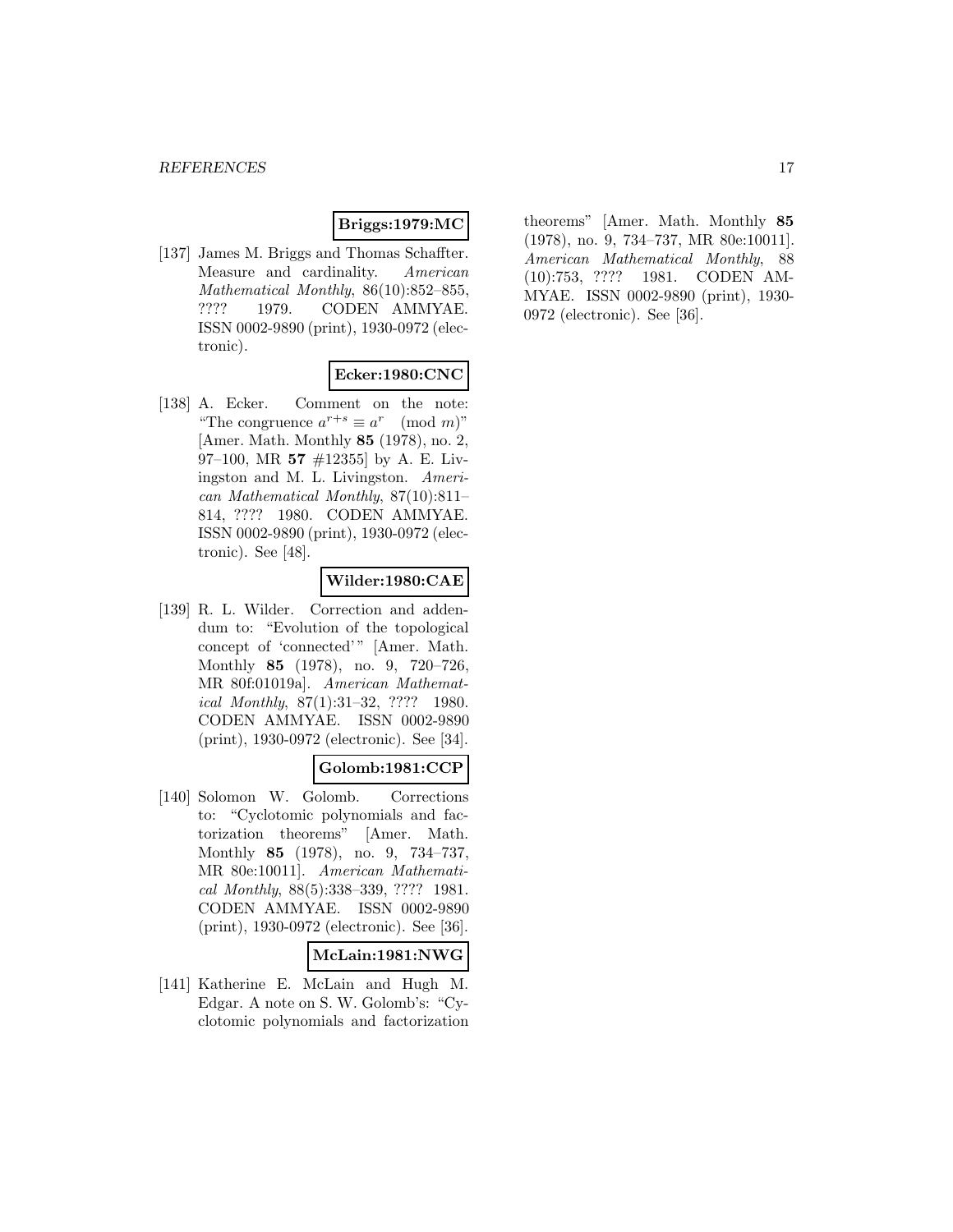**Briggs:1979:MC**

[137] James M. Briggs and Thomas Schaffter. Measure and cardinality. *American Mathematical Monthly*, 86(10):852–855, ???? 1979. CODEN AMMYAE. ISSN 0002-9890 (print), 1930-0972 (electronic).

**Ecker:1980:CNC**

[138] A. Ecker. Comment on the note: "The congruence $a^{r+s} \equiv a^r \pmod{m}$" [Amer. Math. Monthly **85** (1978), no. 2, 97–100, MR **57** #12355] by A. E. Livingston and M. L. Livingston. *American Mathematical Monthly*, 87(10):811–814, ???? 1980. CODEN AMMYAE. ISSN 0002-9890 (print), 1930-0972 (electronic). See [48].

**Wilder:1980:CAE**

[139] R. L. Wilder. Correction and addendum to: "Evolution of the topological concept of 'connected'" [Amer. Math. Monthly **85** (1978), no. 9, 720–726, MR 80f:01019a]. *American Mathematical Monthly*, 87(1):31–32, ???? 1980. CODEN AMMYAE. ISSN 0002-9890 (print), 1930-0972 (electronic). See [34].

**Golomb:1981:CCP**

[140] Solomon W. Golomb. Corrections to: "Cyclotomic polynomials and factorization theorems" [Amer. Math. Monthly **85** (1978), no. 9, 734–737, MR 80e:10011]. *American Mathematical Monthly*, 88(5):338–339, ???? 1981. CODEN AMMYAE. ISSN 0002-9890 (print), 1930-0972 (electronic). See [36].

**McLain:1981:NWG**

[141] Katherine E. McLain and Hugh M. Edgar. A note on S. W. Golomb's: "Cyclotomic polynomials and factorization theorems" [Amer. Math. Monthly **85** (1978), no. 9, 734–737, MR 80e:10011]. *American Mathematical Monthly*, 88 (10):753, ???? 1981. CODEN AMMYAE. ISSN 0002-9890 (print), 1930-0972 (electronic). See [36].